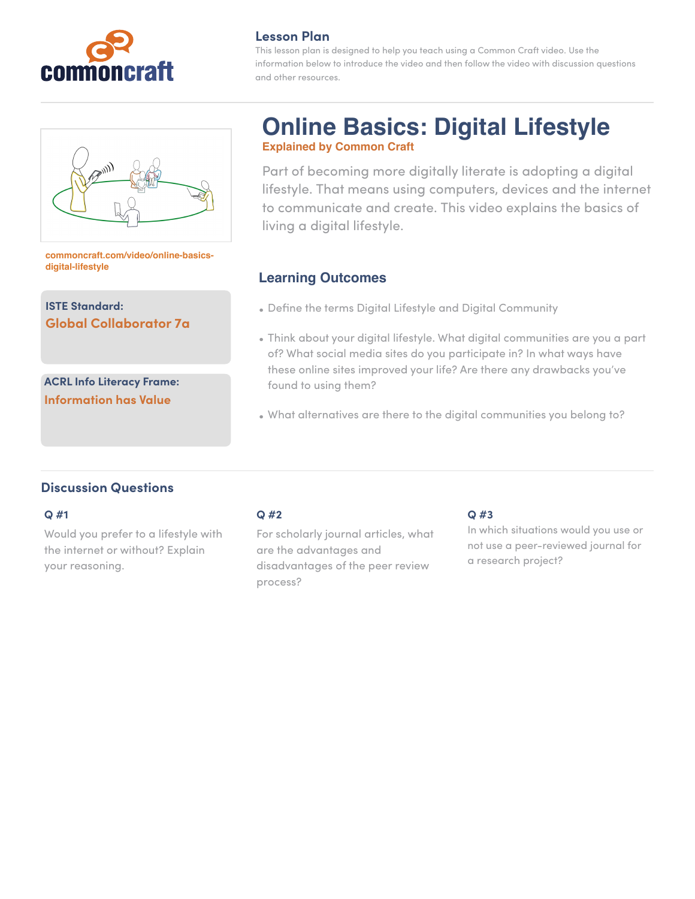## Lesson Plan

This lesson plan is designed to help you teach using a Common Craft video. Use the information below to introduce the video and then follow the video with discussion questions and other resources.

# Online Basics: Digital Lifestyle

**Explained by Common Craft**

Part of becoming more digitally literate is adopting a digital lifestyle. That means using computers, devices and the internet to communicate and create. This video explains the basics of living a digital lifestyle.

commoncraft.com/video/online-basics-digital-lifestyle

**ISTE Standard:**
**Global Collaborator 7a**

**ACRL Info Literacy Frame:**
**Information has Value**

## Learning Outcomes

- Define the terms Digital Lifestyle and Digital Community
- Think about your digital lifestyle. What digital communities are you a part of? What social media sites do you participate in? In what ways have these online sites improved your life? Are there any drawbacks you've found to using them?
- What alternatives are there to the digital communities you belong to?

## Discussion Questions

### Q #1

Would you prefer to a lifestyle with the internet or without? Explain your reasoning.

### Q #2

For scholarly journal articles, what are the advantages and disadvantages of the peer review process?

### Q #3

In which situations would you use or not use a peer-reviewed journal for a research project?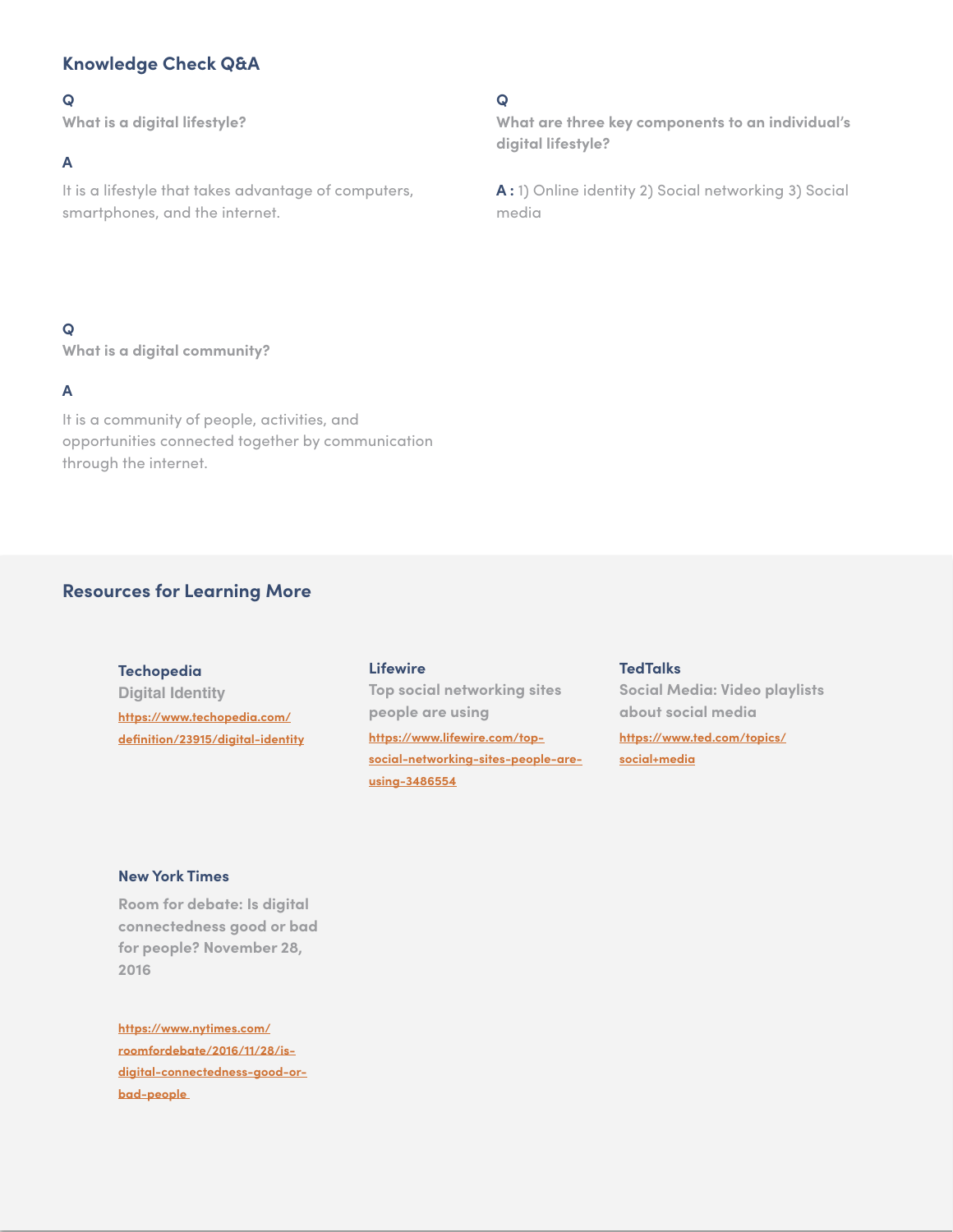## Knowledge Check Q&A

**Q**

**What is a digital lifestyle?**

**A**

It is a lifestyle that takes advantage of computers, smartphones, and the internet.

**Q**

**What are three key components to an individual's digital lifestyle?**

**A :** 1) Online identity 2) Social networking 3) Social media

**Q**

**What is a digital community?**

**A**

It is a community of people, activities, and opportunities connected together by communication through the internet.

## Resources for Learning More

**Techopedia**

**Digital Identity**

https://www.techopedia.com/definition/23915/digital-identity

**Lifewire**

**Top social networking sites people are using**

https://www.lifewire.com/top-social-networking-sites-people-are-using-3486554

**TedTalks**

**Social Media: Video playlists about social media**

https://www.ted.com/topics/social+media

**New York Times**

**Room for debate: Is digital connectedness good or bad for people? November 28, 2016**

https://www.nytimes.com/roomfordebate/2016/11/28/is-digital-connectedness-good-or-bad-people